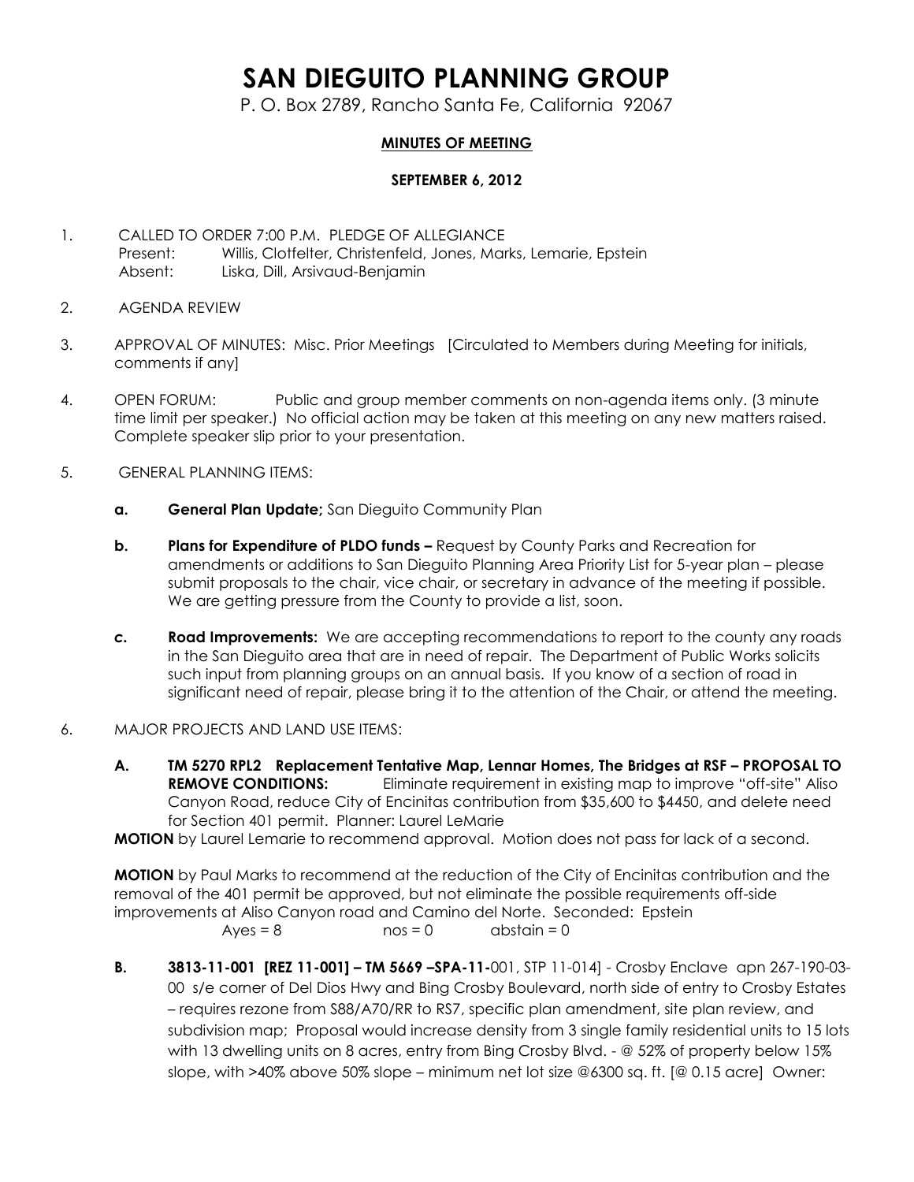# SAN DIEGUITO PLANNING GROUP

P. O. Box 2789, Rancho Santa Fe, California 92067

**MINUTES OF MEETING**

**SEPTEMBER 6, 2012**

1. CALLED TO ORDER 7:00 P.M. PLEDGE OF ALLEGIANCE
   Present: Willis, Clotfelter, Christenfeld, Jones, Marks, Lemarie, Epstein
   Absent: Liska, Dill, Arsivaud-Benjamin

2. AGENDA REVIEW

3. APPROVAL OF MINUTES: Misc. Prior Meetings [Circulated to Members during Meeting for initials, comments if any]

4. OPEN FORUM: Public and group member comments on non-agenda items only. (3 minute time limit per speaker.) No official action may be taken at this meeting on any new matters raised. Complete speaker slip prior to your presentation.

5. GENERAL PLANNING ITEMS:

   **a. General Plan Update;** San Dieguito Community Plan

   **b. Plans for Expenditure of PLDO funds –** Request by County Parks and Recreation for amendments or additions to San Dieguito Planning Area Priority List for 5-year plan – please submit proposals to the chair, vice chair, or secretary in advance of the meeting if possible. We are getting pressure from the County to provide a list, soon.

   **c. Road Improvements:** We are accepting recommendations to report to the county any roads in the San Dieguito area that are in need of repair. The Department of Public Works solicits such input from planning groups on an annual basis. If you know of a section of road in significant need of repair, please bring it to the attention of the Chair, or attend the meeting.

6. MAJOR PROJECTS AND LAND USE ITEMS:

   **A. TM 5270 RPL2 Replacement Tentative Map, Lennar Homes, The Bridges at RSF – PROPOSAL TO REMOVE CONDITIONS:** Eliminate requirement in existing map to improve "off-site" Aliso Canyon Road, reduce City of Encinitas contribution from $35,600 to $4450, and delete need for Section 401 permit. Planner: Laurel LeMarie

   **MOTION** by Laurel Lemarie to recommend approval. Motion does not pass for lack of a second.

   **MOTION** by Paul Marks to recommend at the reduction of the City of Encinitas contribution and the removal of the 401 permit be approved, but not eliminate the possible requirements off-side improvements at Aliso Canyon road and Camino del Norte. Seconded: Epstein
   Ayes = 8 nos = 0 abstain = 0

   **B. 3813-11-001 [REZ 11-001] – TM 5669 –SPA-11-**001, STP 11-014] - Crosby Enclave apn 267-190-03-00 s/e corner of Del Dios Hwy and Bing Crosby Boulevard, north side of entry to Crosby Estates – requires rezone from S88/A70/RR to RS7, specific plan amendment, site plan review, and subdivision map; Proposal would increase density from 3 single family residential units to 15 lots with 13 dwelling units on 8 acres, entry from Bing Crosby Blvd. - @ 52% of property below 15% slope, with >40% above 50% slope – minimum net lot size @6300 sq. ft. [@ 0.15 acre] Owner: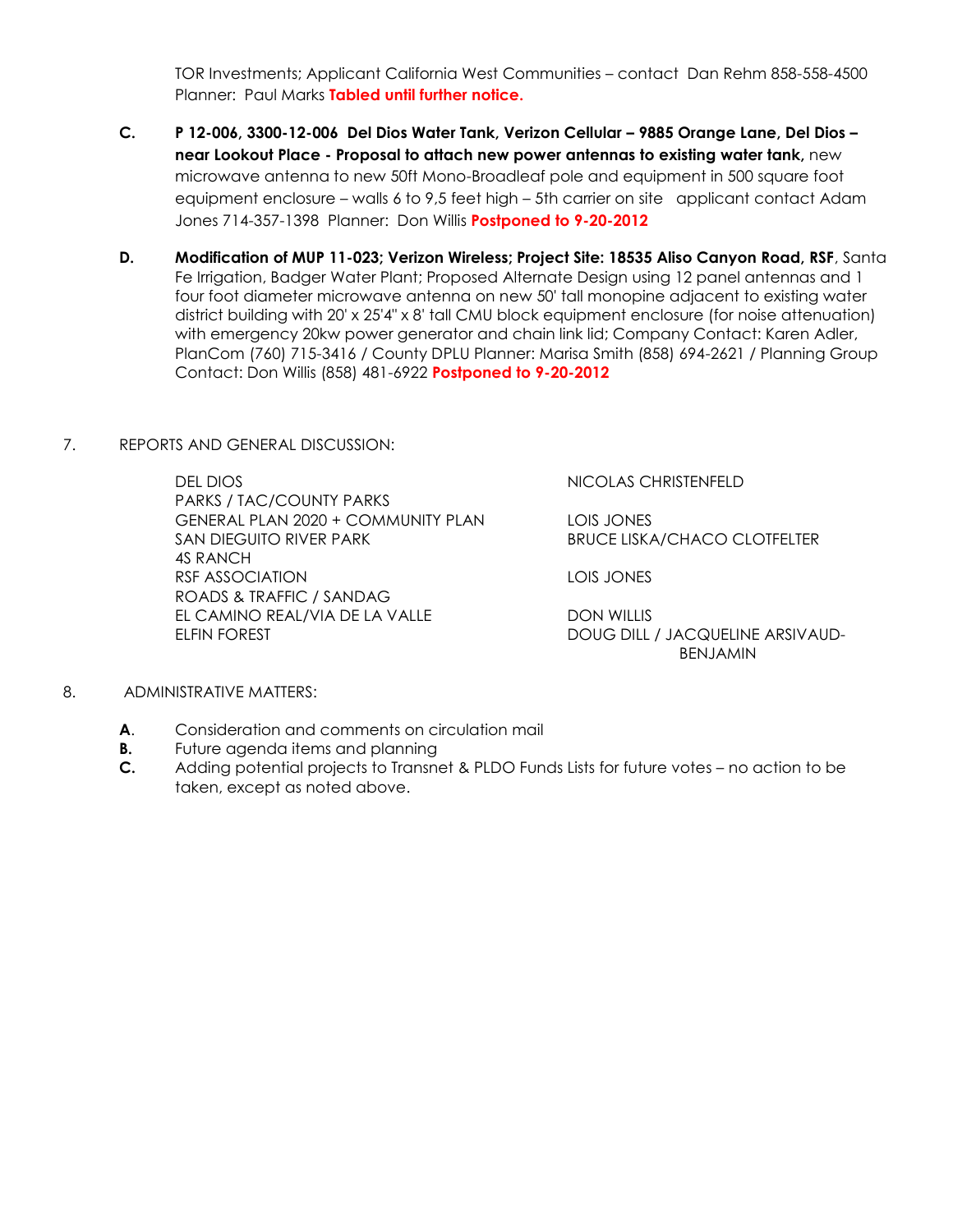TOR Investments; Applicant California West Communities – contact Dan Rehm 858-558-4500 Planner: Paul Marks **Tabled until further notice.**

**C.** **P 12-006, 3300-12-006 Del Dios Water Tank, Verizon Cellular – 9885 Orange Lane, Del Dios – near Lookout Place - Proposal to attach new power antennas to existing water tank,** new microwave antenna to new 50ft Mono-Broadleaf pole and equipment in 500 square foot equipment enclosure – walls 6 to 9,5 feet high – 5th carrier on site applicant contact Adam Jones 714-357-1398 Planner: Don Willis **Postponed to 9-20-2012**

**D.** **Modification of MUP 11-023; Verizon Wireless; Project Site: 18535 Aliso Canyon Road, RSF**, Santa Fe Irrigation, Badger Water Plant; Proposed Alternate Design using 12 panel antennas and 1 four foot diameter microwave antenna on new 50' tall monopine adjacent to existing water district building with 20' x 25'4" x 8' tall CMU block equipment enclosure (for noise attenuation) with emergency 20kw power generator and chain link lid; Company Contact: Karen Adler, PlanCom (760) 715-3416 / County DPLU Planner: Marisa Smith (858) 694-2621 / Planning Group Contact: Don Willis (858) 481-6922 **Postponed to 9-20-2012**

7. REPORTS AND GENERAL DISCUSSION:

| | |
|---|---|
| DEL DIOS | NICOLAS CHRISTENFELD |
| PARKS / TAC/COUNTY PARKS | |
| GENERAL PLAN 2020 + COMMUNITY PLAN | LOIS JONES |
| SAN DIEGUITO RIVER PARK | BRUCE LISKA/CHACO CLOTFELTER |
| 4S RANCH | |
| RSF ASSOCIATION | LOIS JONES |
| ROADS & TRAFFIC / SANDAG | |
| EL CAMINO REAL/VIA DE LA VALLE | DON WILLIS |
| ELFIN FOREST | DOUG DILL / JACQUELINE ARSIVAUD-BENJAMIN |

8. ADMINISTRATIVE MATTERS:

**A**. Consideration and comments on circulation mail

**B.** Future agenda items and planning

**C.** Adding potential projects to Transnet & PLDO Funds Lists for future votes – no action to be taken, except as noted above.